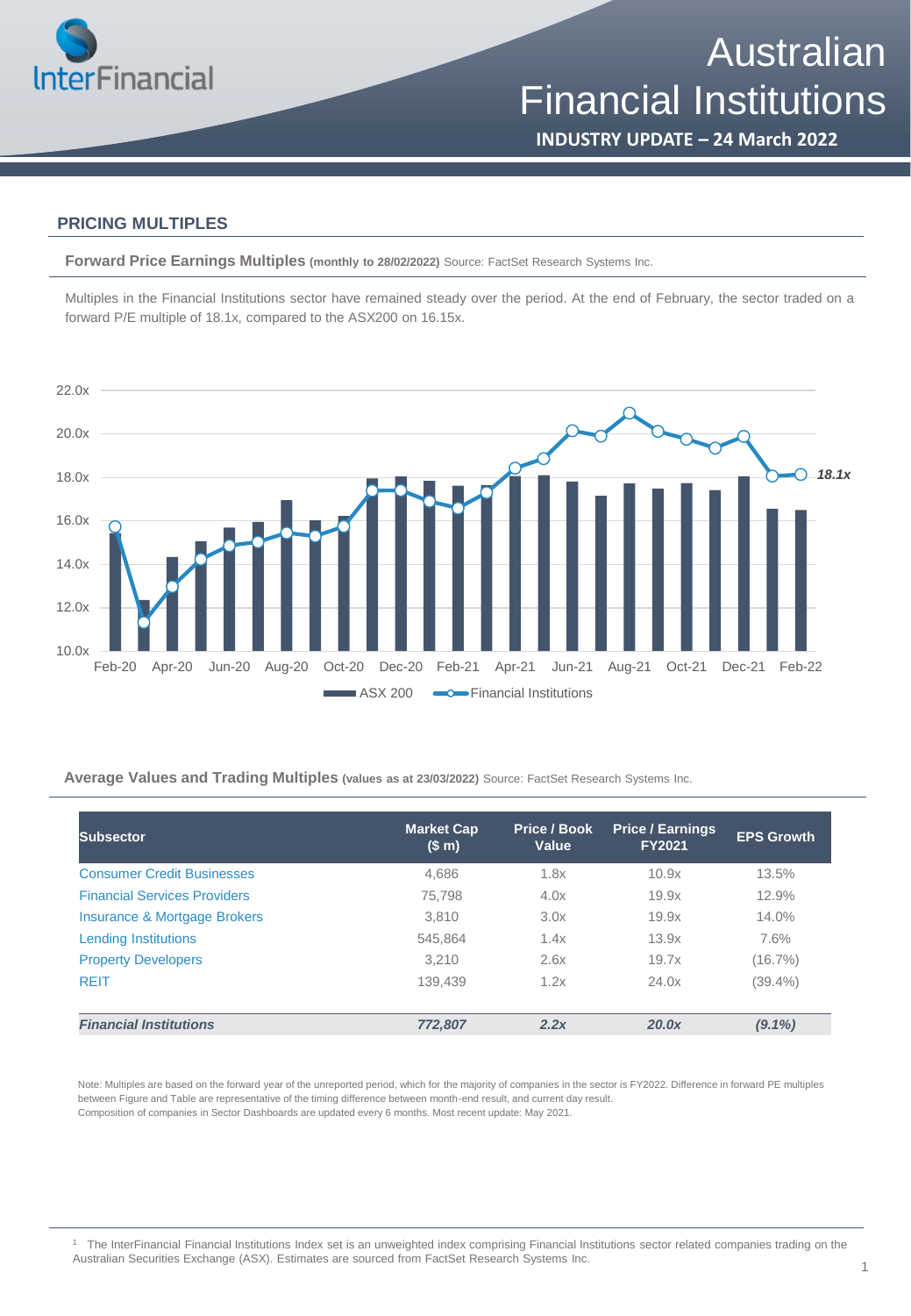# Australian Financial Institutions

**INDUSTRY UPDATE – 24 March 2022**

## PRICING MULTIPLES

**Forward Price Earnings Multiples (monthly to 28/02/2022)** Source: FactSet Research Systems Inc.

Multiples in the Financial Institutions sector have remained steady over the period. At the end of February, the sector traded on a forward P/E multiple of 18.1x, compared to the ASX200 on 16.15x.

**Average Values and Trading Multiples (values as at 23/03/2022)** Source: FactSet Research Systems Inc.

| Subsector | Market Cap ($ m) | Price / Book Value | Price / Earnings FY2021 | EPS Growth |
|---|---|---|---|---|
| Consumer Credit Businesses | 4,686 | 1.8x | 10.9x | 13.5% |
| Financial Services Providers | 75,798 | 4.0x | 19.9x | 12.9% |
| Insurance & Mortgage Brokers | 3,810 | 3.0x | 19.9x | 14.0% |
| Lending Institutions | 545,864 | 1.4x | 13.9x | 7.6% |
| Property Developers | 3,210 | 2.6x | 19.7x | (16.7%) |
| REIT | 139,439 | 1.2x | 24.0x | (39.4%) |
| ***Financial Institutions*** | ***772,807*** | ***2.2x*** | ***20.0x*** | ***(9.1%)*** |

Note: Multiples are based on the forward year of the unreported period, which for the majority of companies in the sector is FY2022. Difference in forward PE multiples between Figure and Table are representative of the timing difference between month-end result, and current day result.
Composition of companies in Sector Dashboards are updated every 6 months. Most recent update: May 2021.

[1] The InterFinancial Financial Institutions Index set is an unweighted index comprising Financial Institutions sector related companies trading on the Australian Securities Exchange (ASX). Estimates are sourced from FactSet Research Systems Inc.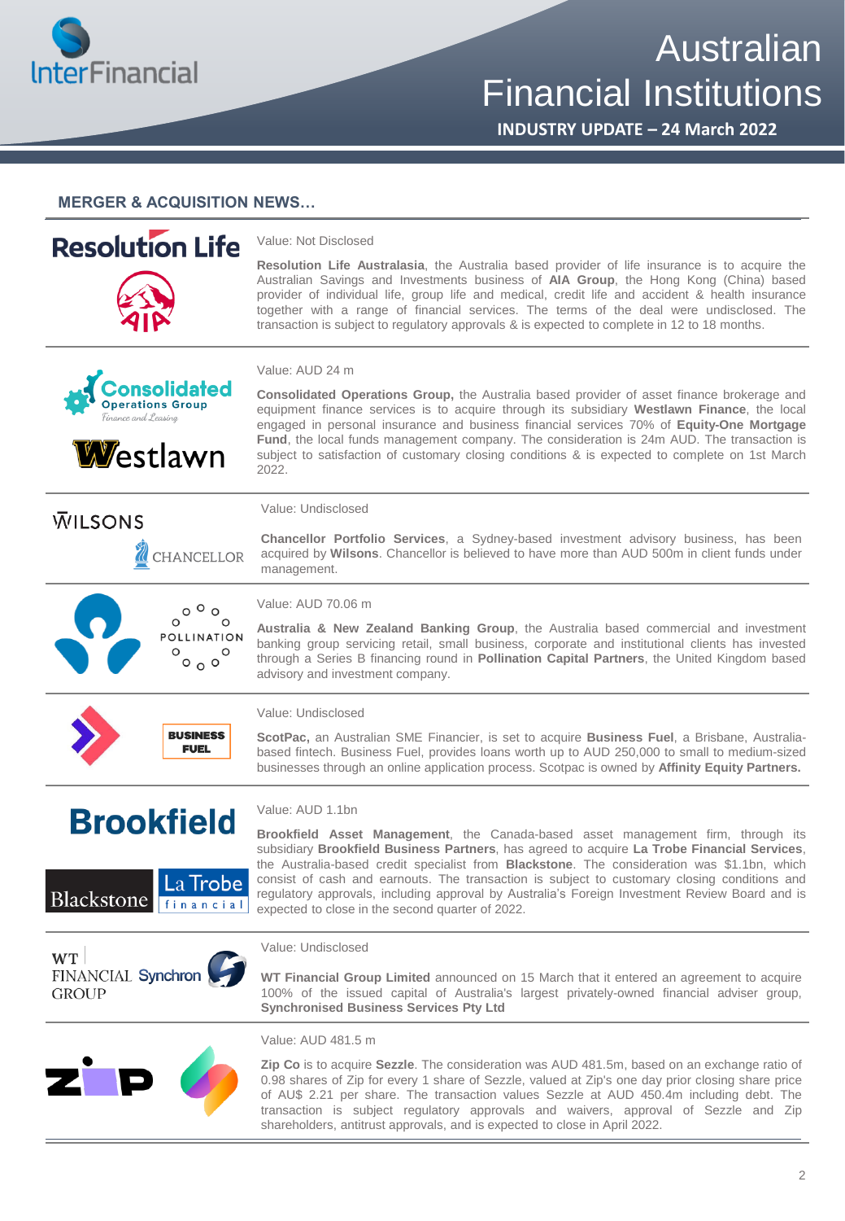## MERGER & ACQUISITION NEWS…

Value: Not Disclosed

**Resolution Life Australasia**, the Australia based provider of life insurance is to acquire the Australian Savings and Investments business of **AIA Group**, the Hong Kong (China) based provider of individual life, group life and medical, credit life and accident & health insurance together with a range of financial services. The terms of the deal were undisclosed. The transaction is subject to regulatory approvals & is expected to complete in 12 to 18 months.

---

Value: AUD 24 m

**Consolidated Operations Group,** the Australia based provider of asset finance brokerage and equipment finance services is to acquire through its subsidiary **Westlawn Finance**, the local engaged in personal insurance and business financial services 70% of **Equity-One Mortgage Fund**, the local funds management company. The consideration is 24m AUD. The transaction is subject to satisfaction of customary closing conditions & is expected to complete on 1st March 2022.

---

Value: Undisclosed

**Chancellor Portfolio Services**, a Sydney-based investment advisory business, has been acquired by **Wilsons**. Chancellor is believed to have more than AUD 500m in client funds under management.

---

Value: AUD 70.06 m

**Australia & New Zealand Banking Group**, the Australia based commercial and investment banking group servicing retail, small business, corporate and institutional clients has invested through a Series B financing round in **Pollination Capital Partners**, the United Kingdom based advisory and investment company.

---

Value: Undisclosed

**ScotPac,** an Australian SME Financier, is set to acquire **Business Fuel**, a Brisbane, Australia-based fintech. Business Fuel, provides loans worth up to AUD 250,000 to small to medium-sized businesses through an online application process. Scotpac is owned by **Affinity Equity Partners.**

---

Value: AUD 1.1bn

**Brookfield Asset Management**, the Canada-based asset management firm, through its subsidiary **Brookfield Business Partners**, has agreed to acquire **La Trobe Financial Services**, the Australia-based credit specialist from **Blackstone**. The consideration was $1.1bn, which consist of cash and earnouts. The transaction is subject to customary closing conditions and regulatory approvals, including approval by Australia's Foreign Investment Review Board and is expected to close in the second quarter of 2022.

---

Value: Undisclosed

**WT Financial Group Limited** announced on 15 March that it entered an agreement to acquire 100% of the issued capital of Australia's largest privately-owned financial adviser group, **Synchronised Business Services Pty Ltd**

---

Value: AUD 481.5 m

**Zip Co** is to acquire **Sezzle**. The consideration was AUD 481.5m, based on an exchange ratio of 0.98 shares of Zip for every 1 share of Sezzle, valued at Zip's one day prior closing share price of AU$ 2.21 per share. The transaction values Sezzle at AUD 450.4m including debt. The transaction is subject regulatory approvals and waivers, approval of Sezzle and Zip shareholders, antitrust approvals, and is expected to close in April 2022.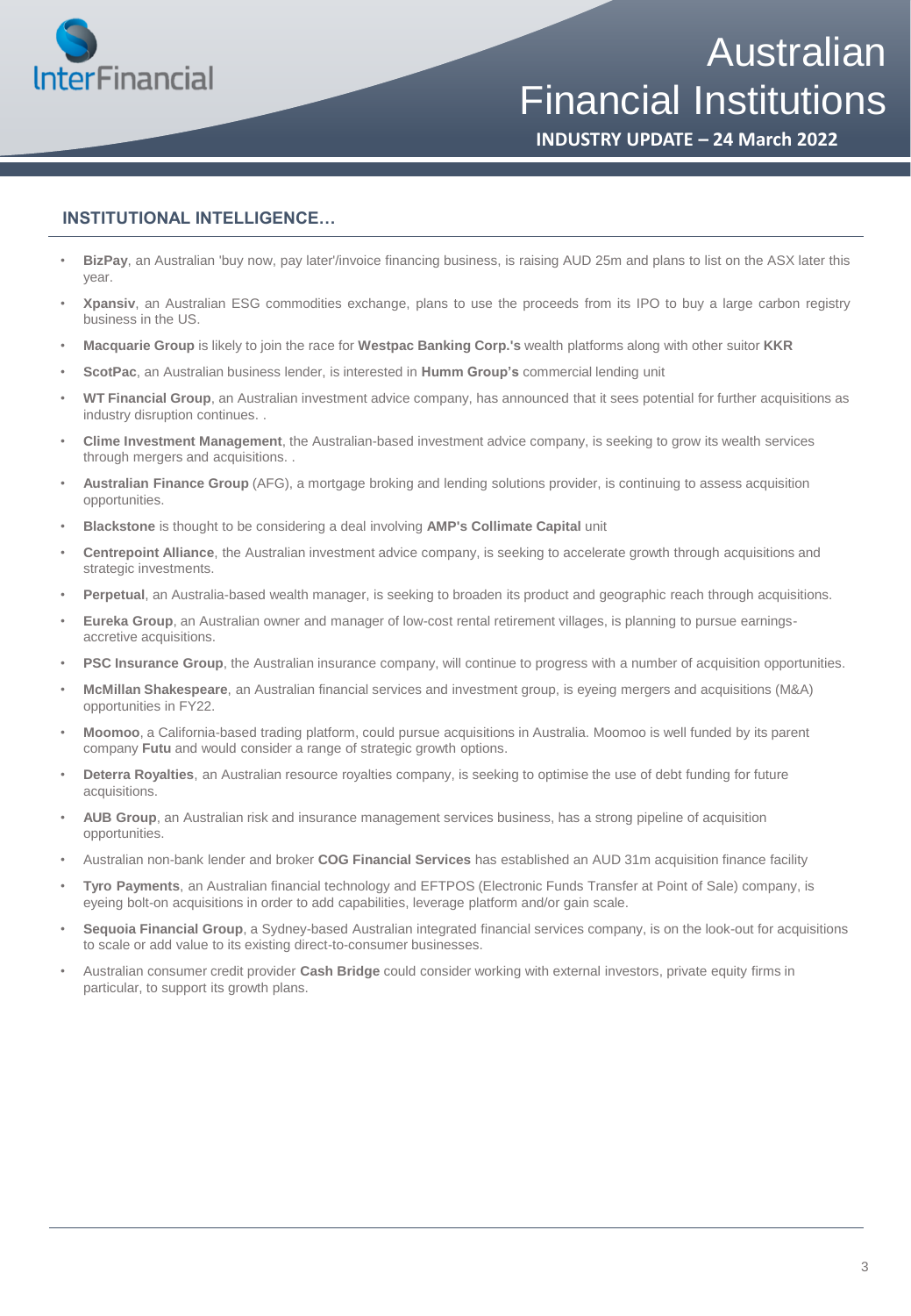## INSTITUTIONAL INTELLIGENCE…

- **BizPay**, an Australian 'buy now, pay later'/invoice financing business, is raising AUD 25m and plans to list on the ASX later this year.
- **Xpansiv**, an Australian ESG commodities exchange, plans to use the proceeds from its IPO to buy a large carbon registry business in the US.
- **Macquarie Group** is likely to join the race for **Westpac Banking Corp.'s** wealth platforms along with other suitor **KKR**
- **ScotPac**, an Australian business lender, is interested in **Humm Group's** commercial lending unit
- **WT Financial Group**, an Australian investment advice company, has announced that it sees potential for further acquisitions as industry disruption continues. .
- **Clime Investment Management**, the Australian-based investment advice company, is seeking to grow its wealth services through mergers and acquisitions. .
- **Australian Finance Group** (AFG), a mortgage broking and lending solutions provider, is continuing to assess acquisition opportunities.
- **Blackstone** is thought to be considering a deal involving **AMP's Collimate Capital** unit
- **Centrepoint Alliance**, the Australian investment advice company, is seeking to accelerate growth through acquisitions and strategic investments.
- **Perpetual**, an Australia-based wealth manager, is seeking to broaden its product and geographic reach through acquisitions.
- **Eureka Group**, an Australian owner and manager of low-cost rental retirement villages, is planning to pursue earnings-accretive acquisitions.
- **PSC Insurance Group**, the Australian insurance company, will continue to progress with a number of acquisition opportunities.
- **McMillan Shakespeare**, an Australian financial services and investment group, is eyeing mergers and acquisitions (M&A) opportunities in FY22.
- **Moomoo**, a California-based trading platform, could pursue acquisitions in Australia. Moomoo is well funded by its parent company **Futu** and would consider a range of strategic growth options.
- **Deterra Royalties**, an Australian resource royalties company, is seeking to optimise the use of debt funding for future acquisitions.
- **AUB Group**, an Australian risk and insurance management services business, has a strong pipeline of acquisition opportunities.
- Australian non-bank lender and broker **COG Financial Services** has established an AUD 31m acquisition finance facility
- **Tyro Payments**, an Australian financial technology and EFTPOS (Electronic Funds Transfer at Point of Sale) company, is eyeing bolt-on acquisitions in order to add capabilities, leverage platform and/or gain scale.
- **Sequoia Financial Group**, a Sydney-based Australian integrated financial services company, is on the look-out for acquisitions to scale or add value to its existing direct-to-consumer businesses.
- Australian consumer credit provider **Cash Bridge** could consider working with external investors, private equity firms in particular, to support its growth plans.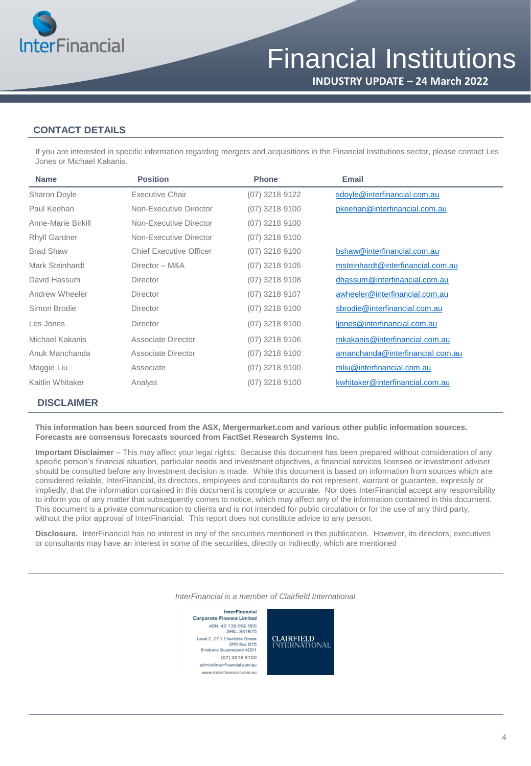# Financial Institutions

**INDUSTRY UPDATE – 24 March 2022**

## CONTACT DETAILS

If you are interested in specific information regarding mergers and acquisitions in the Financial Institutions sector, please contact Les Jones or Michael Kakanis.

| Name | Position | Phone | Email |
|---|---|---|---|
| Sharon Doyle | Executive Chair | (07) 3218 9122 | sdoyle@interfinancial.com.au |
| Paul Keehan | Non-Executive Director | (07) 3218 9100 | pkeehan@interfinancial.com.au |
| Anne-Marie Birkill | Non-Executive Director | (07) 3218 9100 | |
| Rhyll Gardner | Non-Executive Director | (07) 3218 9100 | |
| Brad Shaw | Chief Executive Officer | (07) 3218 9100 | bshaw@interfinancial.com.au |
| Mark Steinhardt | Director – M&A | (07) 3218 9105 | msteinhardt@interfinancial.com.au |
| David Hassum | Director | (07) 3218 9108 | dhassum@interfinancial.com.au |
| Andrew Wheeler | Director | (07) 3218 9107 | awheeler@interfinancial.com.au |
| Simon Brodie | Director | (07) 3218 9100 | sbrodie@interfinancial.com.au |
| Les Jones | Director | (07) 3218 9100 | ljones@interfinancial.com.au |
| Michael Kakanis | Associate Director | (07) 3218 9106 | mkakanis@interfinancial.com.au |
| Anuk Manchanda | Associate Director | (07) 3218 9100 | amanchanda@interfinancial.com.au |
| Maggie Liu | Associate | (07) 3218 9100 | mliu@interfinancial.com.au |
| Kaitlin Whitaker | Analyst | (07) 3218 9100 | kwhitaker@interfinancial.com.au |

## DISCLAIMER

**This information has been sourced from the ASX, Mergermarket.com and various other public information sources. Forecasts are consensus forecasts sourced from FactSet Research Systems Inc.**

**Important Disclaimer** – This may affect your legal rights: Because this document has been prepared without consideration of any specific person's financial situation, particular needs and investment objectives, a financial services licensee or investment adviser should be consulted before any investment decision is made. While this document is based on information from sources which are considered reliable, InterFinancial, its directors, employees and consultants do not represent, warrant or guarantee, expressly or impliedly, that the information contained in this document is complete or accurate. Nor does InterFinancial accept any responsibility to inform you of any matter that subsequently comes to notice, which may affect any of the information contained in this document. This document is a private communication to clients and is not intended for public circulation or for the use of any third party, without the prior approval of InterFinancial. This report does not constitute advice to any person.

**Disclosure.** InterFinancial has no interest in any of the securities mentioned in this publication. However, its directors, executives or consultants may have an interest in some of the securities, directly or indirectly, which are mentioned

*InterFinancial is a member of Clairfield International*

**InterFinancial Corporate Finance Limited**
ABN: 49 136 962 966
AFSL: 341675
Level 2, 201 Charlotte Street
GPO Box 975
Brisbane Queensland 4001
(07) 3218 9100
admin@interfinancial.com.au
www.interfinancial.com.au

CLAIRFIELD INTERNATIONAL